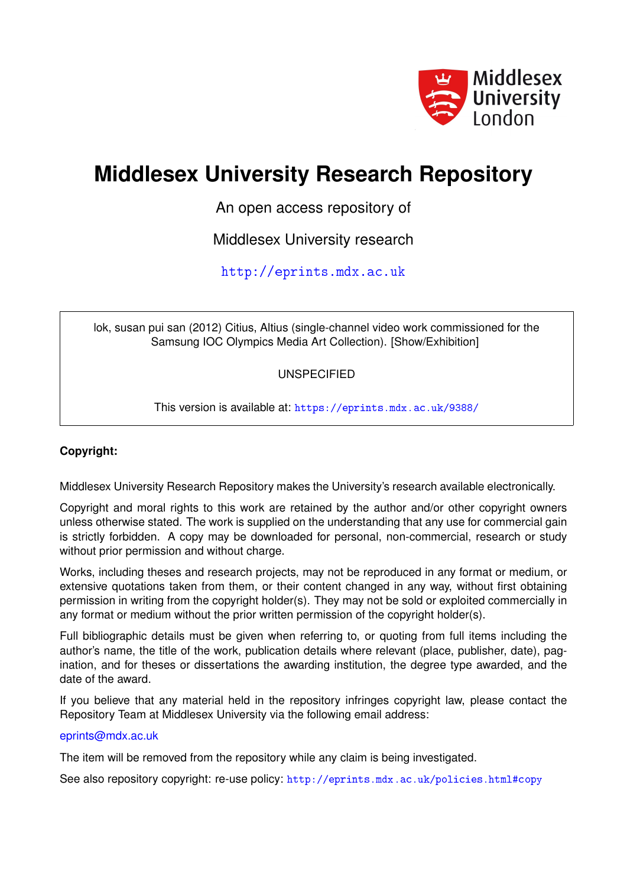Middlesex University London

# Middlesex University Research Repository

An open access repository of

Middlesex University research

http://eprints.mdx.ac.uk

lok, susan pui san (2012) Citius, Altius (single-channel video work commissioned for the Samsung IOC Olympics Media Art Collection). [Show/Exhibition]

UNSPECIFIED

This version is available at: https://eprints.mdx.ac.uk/9388/

**Copyright:**

Middlesex University Research Repository makes the University's research available electronically.

Copyright and moral rights to this work are retained by the author and/or other copyright owners unless otherwise stated. The work is supplied on the understanding that any use for commercial gain is strictly forbidden. A copy may be downloaded for personal, non-commercial, research or study without prior permission and without charge.

Works, including theses and research projects, may not be reproduced in any format or medium, or extensive quotations taken from them, or their content changed in any way, without first obtaining permission in writing from the copyright holder(s). They may not be sold or exploited commercially in any format or medium without the prior written permission of the copyright holder(s).

Full bibliographic details must be given when referring to, or quoting from full items including the author's name, the title of the work, publication details where relevant (place, publisher, date), pagination, and for theses or dissertations the awarding institution, the degree type awarded, and the date of the award.

If you believe that any material held in the repository infringes copyright law, please contact the Repository Team at Middlesex University via the following email address:

eprints@mdx.ac.uk

The item will be removed from the repository while any claim is being investigated.

See also repository copyright: re-use policy: http://eprints.mdx.ac.uk/policies.html#copy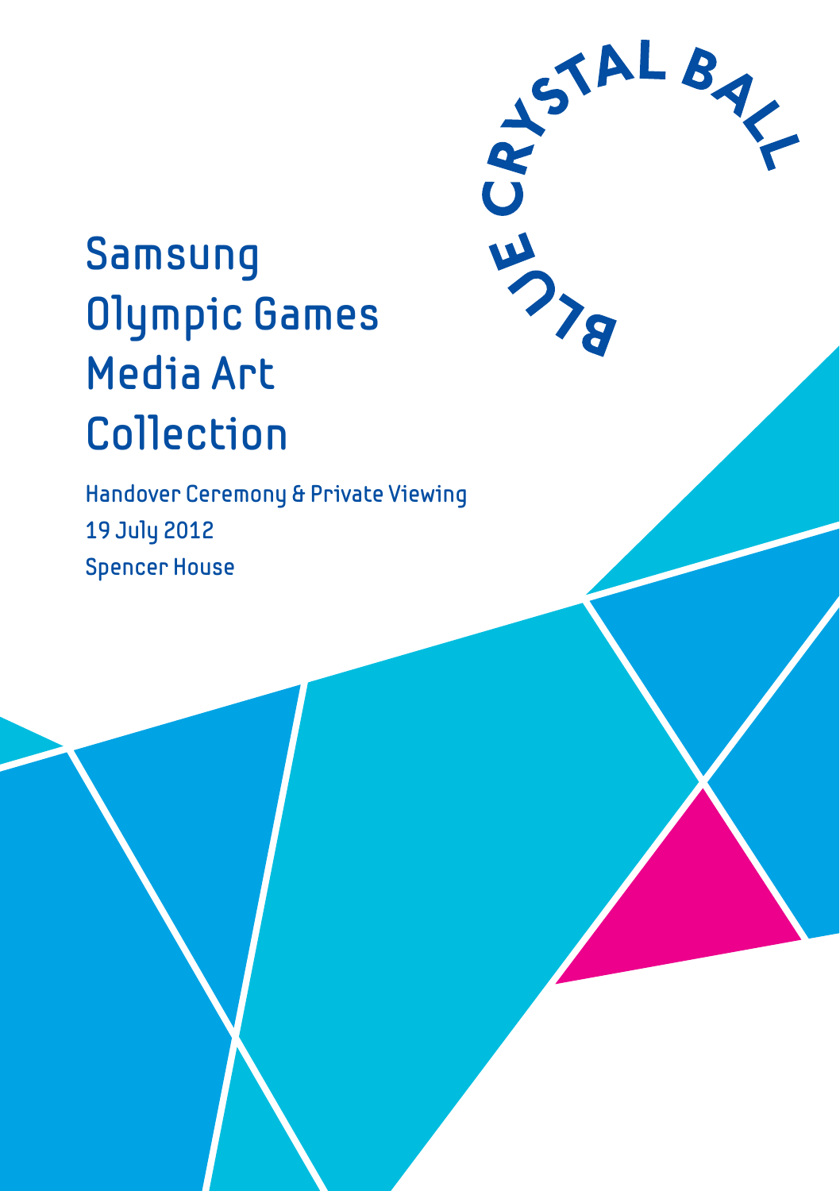BLUE CRYSTAL BALL

# Samsung Olympic Games Media Art Collection

**Handover Ceremony & Private Viewing**
**19 July 2012**
**Spencer House**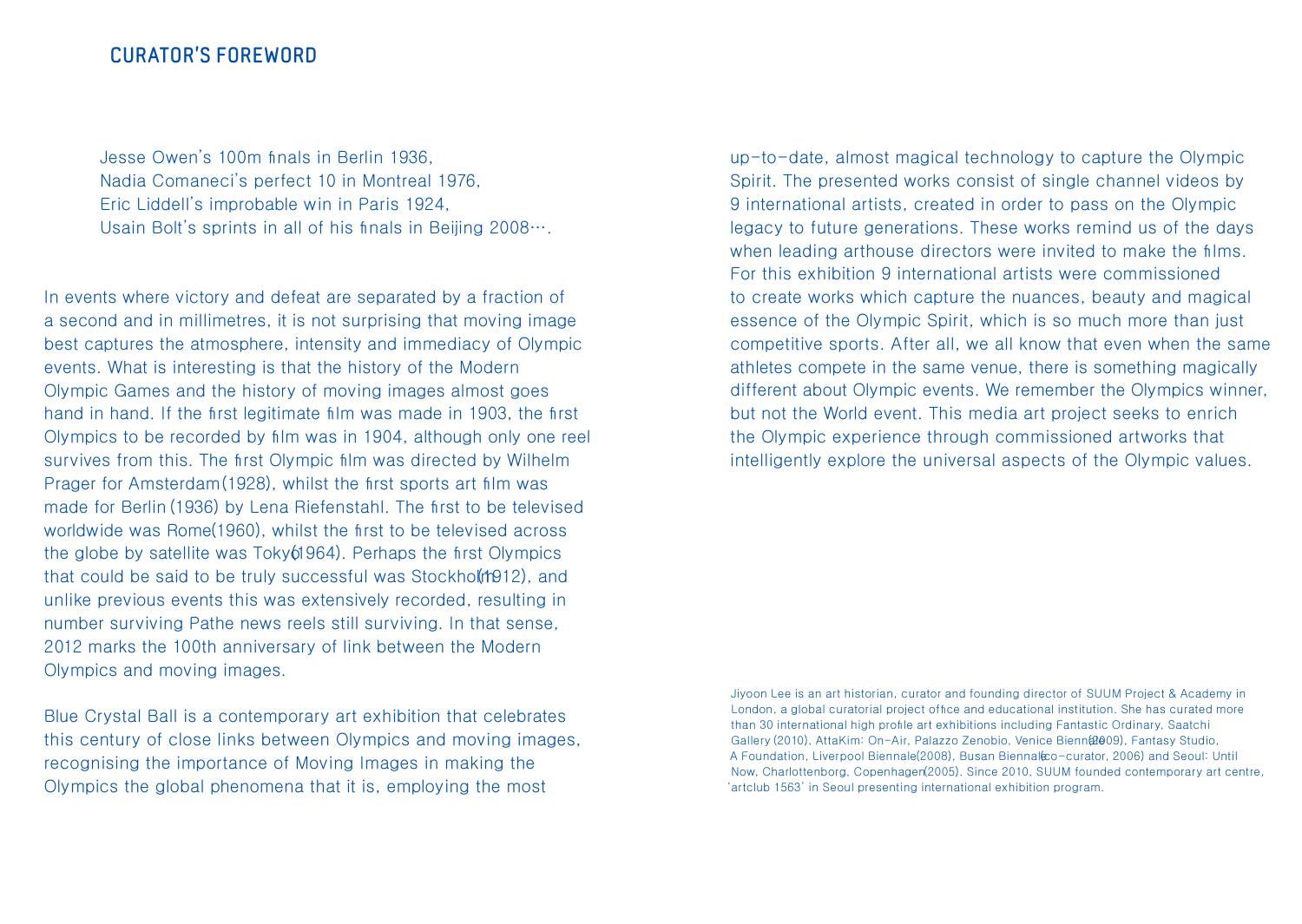## CURATOR'S FOREWORD

Jesse Owen's 100m finals in Berlin 1936,
Nadia Comaneci's perfect 10 in Montreal 1976,
Eric Liddell's improbable win in Paris 1924,
Usain Bolt's sprints in all of his finals in Beijing 2008….

In events where victory and defeat are separated by a fraction of a second and in millimetres, it is not surprising that moving image best captures the atmosphere, intensity and immediacy of Olympic events. What is interesting is that the history of the Modern Olympic Games and the history of moving images almost goes hand in hand. If the first legitimate film was made in 1903, the first Olympics to be recorded by film was in 1904, although only one reel survives from this. The first Olympic film was directed by Wilhelm Prager for Amsterdam(1928), whilst the first sports art film was made for Berlin (1936) by Lena Riefenstahl. The first to be televised worldwide was Rome(1960), whilst the first to be televised across the globe by satellite was Tokyo(1964). Perhaps the first Olympics that could be said to be truly successful was Stockholm(1912), and unlike previous events this was extensively recorded, resulting in number surviving Pathe news reels still surviving. In that sense, 2012 marks the 100th anniversary of link between the Modern Olympics and moving images.

Blue Crystal Ball is a contemporary art exhibition that celebrates this century of close links between Olympics and moving images, recognising the importance of Moving Images in making the Olympics the global phenomena that it is, employing the most up-to-date, almost magical technology to capture the Olympic Spirit. The presented works consist of single channel videos by 9 international artists, created in order to pass on the Olympic legacy to future generations. These works remind us of the days when leading arthouse directors were invited to make the films. For this exhibition 9 international artists were commissioned to create works which capture the nuances, beauty and magical essence of the Olympic Spirit, which is so much more than just competitive sports. After all, we all know that even when the same athletes compete in the same venue, there is something magically different about Olympic events. We remember the Olympics winner, but not the World event. This media art project seeks to enrich the Olympic experience through commissioned artworks that intelligently explore the universal aspects of the Olympic values.

Jiyoon Lee is an art historian, curator and founding director of SUUM Project & Academy in London, a global curatorial project office and educational institution. She has curated more than 30 international high profile art exhibitions including Fantastic Ordinary, Saatchi Gallery (2010), AttaKim: On-Air, Palazzo Zenobio, Venice Biennale(2009), Fantasy Studio, A Foundation, Liverpool Biennale(2008), Busan Biennale(co-curator, 2006) and Seoul: Until Now, Charlottenborg, Copenhagen(2005). Since 2010, SUUM founded contemporary art centre, 'artclub 1563' in Seoul presenting international exhibition program.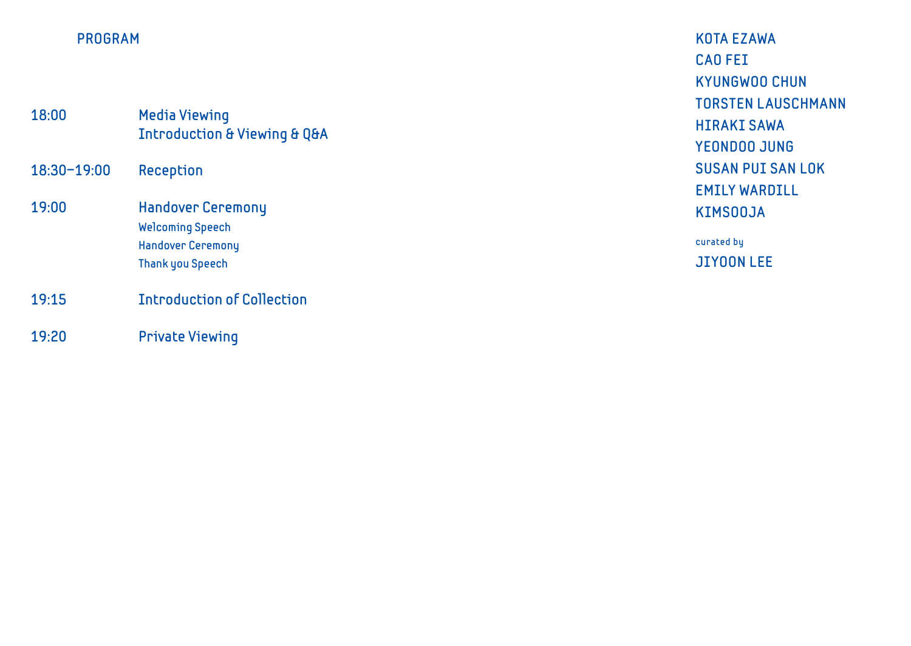## PROGRAM

| | |
|---|---|
| 18:00 | Media Viewing<br>Introduction & Viewing & Q&A |
| 18:30–19:00 | Reception |
| 19:00 | Handover Ceremony<br>Welcoming Speech<br>Handover Ceremony<br>Thank you Speech |
| 19:15 | Introduction of Collection |
| 19:20 | Private Viewing |

KOTA EZAWA
CAO FEI
KYUNGWOO CHUN
TORSTEN LAUSCHMANN
HIRAKI SAWA
YEONDOO JUNG
SUSAN PUI SAN LOK
EMILY WARDILL
KIMSOOJA

curated by
JIYOON LEE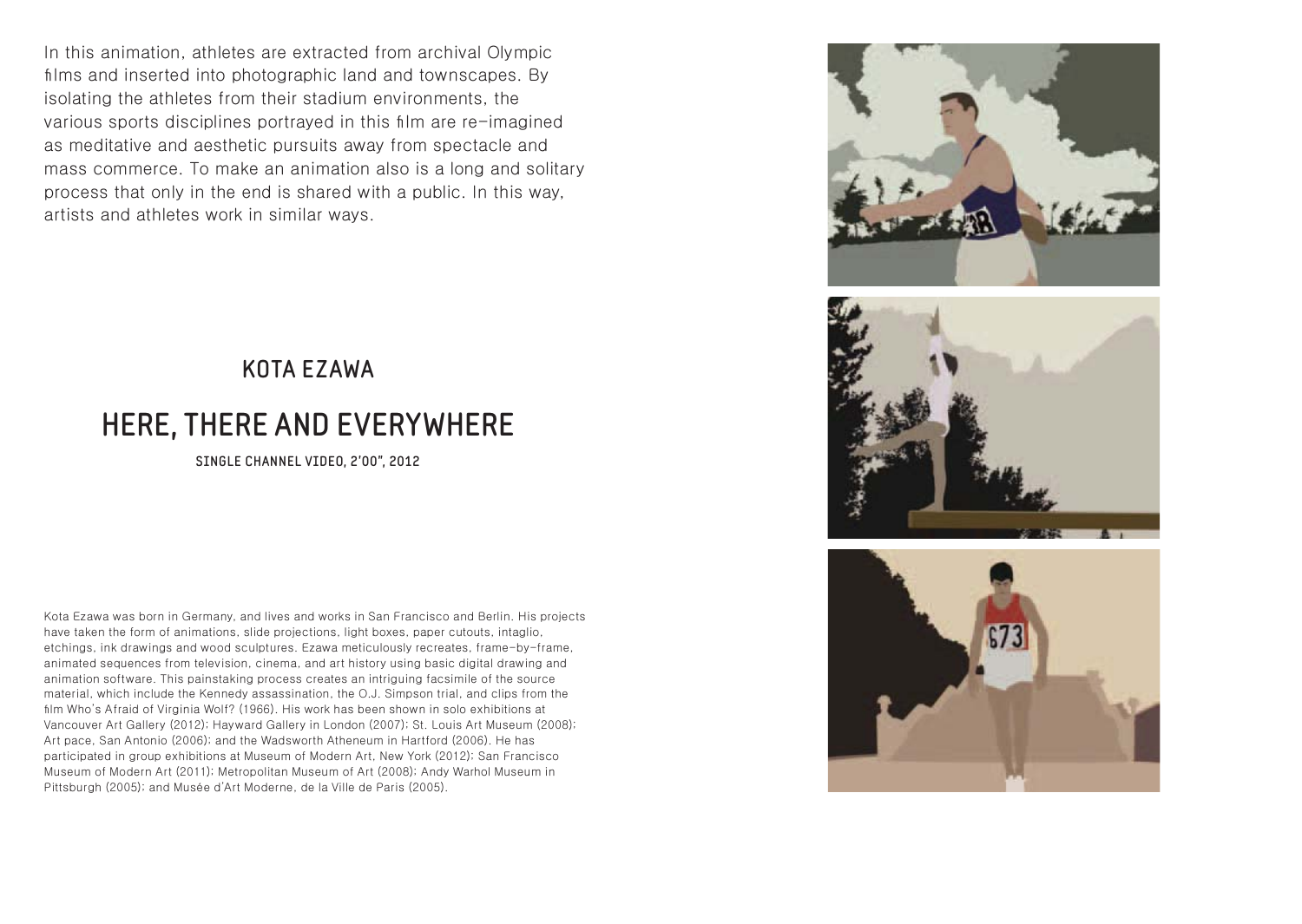In this animation, athletes are extracted from archival Olympic films and inserted into photographic land and townscapes. By isolating the athletes from their stadium environments, the various sports disciplines portrayed in this film are re-imagined as meditative and aesthetic pursuits away from spectacle and mass commerce. To make an animation also is a long and solitary process that only in the end is shared with a public. In this way, artists and athletes work in similar ways.

## KOTA EZAWA

# HERE, THERE AND EVERYWHERE

SINGLE CHANNEL VIDEO, 2'00", 2012

Kota Ezawa was born in Germany, and lives and works in San Francisco and Berlin. His projects have taken the form of animations, slide projections, light boxes, paper cutouts, intaglio, etchings, ink drawings and wood sculptures. Ezawa meticulously recreates, frame-by-frame, animated sequences from television, cinema, and art history using basic digital drawing and animation software. This painstaking process creates an intriguing facsimile of the source material, which include the Kennedy assassination, the O.J. Simpson trial, and clips from the film Who's Afraid of Virginia Wolf? (1966). His work has been shown in solo exhibitions at Vancouver Art Gallery (2012); Hayward Gallery in London (2007); St. Louis Art Museum (2008); Art pace, San Antonio (2006); and the Wadsworth Atheneum in Hartford (2006). He has participated in group exhibitions at Museum of Modern Art, New York (2012); San Francisco Museum of Modern Art (2011); Metropolitan Museum of Art (2008); Andy Warhol Museum in Pittsburgh (2005); and Musée d'Art Moderne, de la Ville de Paris (2005).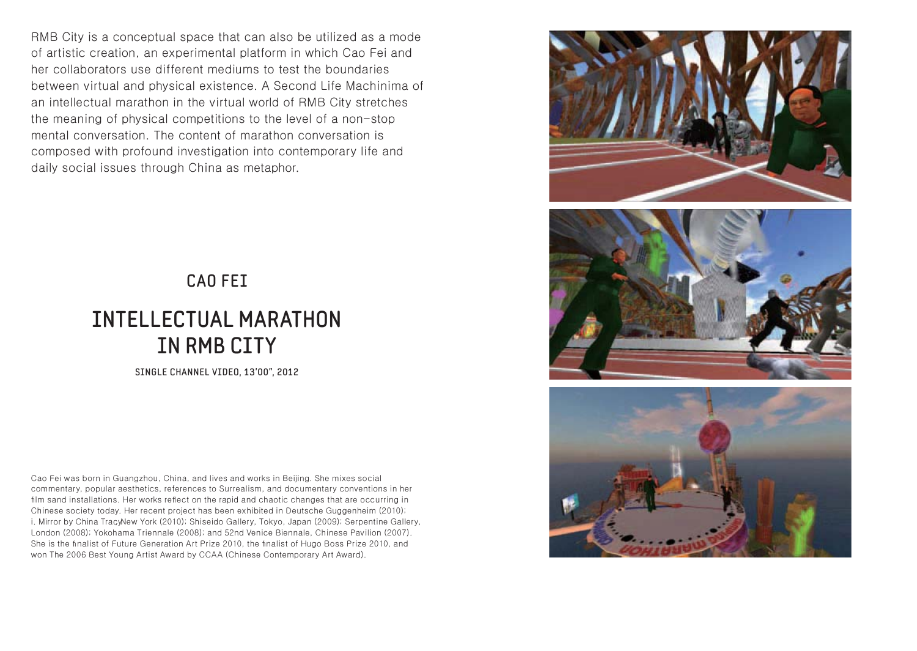RMB City is a conceptual space that can also be utilized as a mode of artistic creation, an experimental platform in which Cao Fei and her collaborators use different mediums to test the boundaries between virtual and physical existence. A Second Life Machinima of an intellectual marathon in the virtual world of RMB City stretches the meaning of physical competitions to the level of a non-stop mental conversation. The content of marathon conversation is composed with profound investigation into contemporary life and daily social issues through China as metaphor.

## CAO FEI

# INTELLECTUAL MARATHON IN RMB CITY

SINGLE CHANNEL VIDEO, 13'00", 2012

Cao Fei was born in Guangzhou, China, and lives and works in Beijing. She mixes social commentary, popular aesthetics, references to Surrealism, and documentary conventions in her film sand installations. Her works reflect on the rapid and chaotic changes that are occurring in Chinese society today. Her recent project has been exhibited in Deutsche Guggenheim (2010); i. Mirror by China TracyNew York (2010); Shiseido Gallery, Tokyo, Japan (2009); Serpentine Gallery, London (2008); Yokohama Triennale (2008); and 52nd Venice Biennale, Chinese Pavilion (2007). She is the finalist of Future Generation Art Prize 2010, the finalist of Hugo Boss Prize 2010, and won The 2006 Best Young Artist Award by CCAA (Chinese Contemporary Art Award).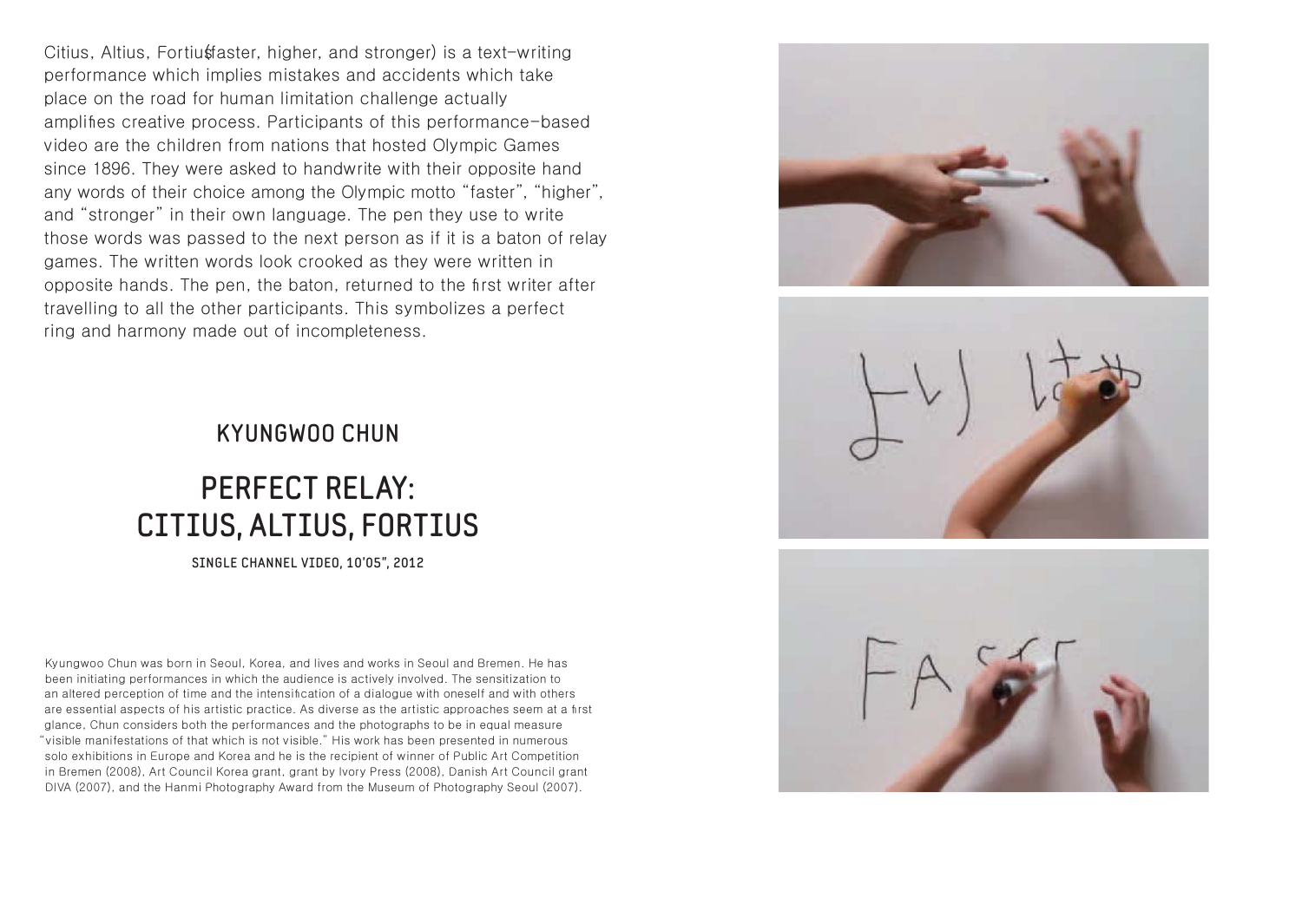Citius, Altius, Fortius(faster, higher, and stronger) is a text-writing performance which implies mistakes and accidents which take place on the road for human limitation challenge actually amplifies creative process. Participants of this performance-based video are the children from nations that hosted Olympic Games since 1896. They were asked to handwrite with their opposite hand any words of their choice among the Olympic motto "faster", "higher", and "stronger" in their own language. The pen they use to write those words was passed to the next person as if it is a baton of relay games. The written words look crooked as they were written in opposite hands. The pen, the baton, returned to the first writer after travelling to all the other participants. This symbolizes a perfect ring and harmony made out of incompleteness.

## KYUNGWOO CHUN

# PERFECT RELAY: CITIUS, ALTIUS, FORTIUS

SINGLE CHANNEL VIDEO, 10'05", 2012

Kyungwoo Chun was born in Seoul, Korea, and lives and works in Seoul and Bremen. He has been initiating performances in which the audience is actively involved. The sensitization to an altered perception of time and the intensification of a dialogue with oneself and with others are essential aspects of his artistic practice. As diverse as the artistic approaches seem at a first glance, Chun considers both the performances and the photographs to be in equal measure "visible manifestations of that which is not visible." His work has been presented in numerous solo exhibitions in Europe and Korea and he is the recipient of winner of Public Art Competition in Bremen (2008), Art Council Korea grant, grant by Ivory Press (2008), Danish Art Council grant DIVA (2007), and the Hanmi Photography Award from the Museum of Photography Seoul (2007).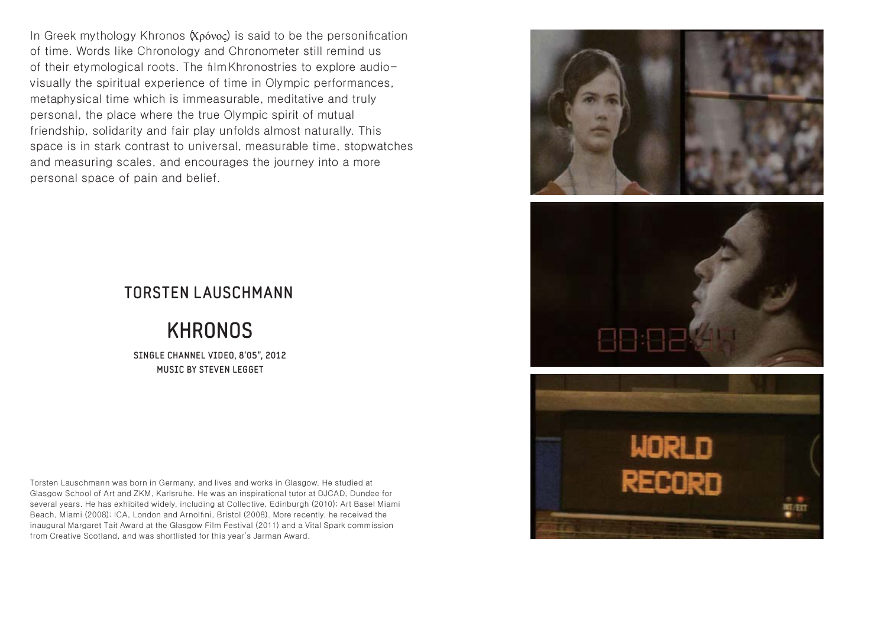In Greek mythology Khronos (Χρόνος) is said to be the personification of time. Words like Chronology and Chronometer still remind us of their etymological roots. The film Khronostries to explore audio-visually the spiritual experience of time in Olympic performances, metaphysical time which is immeasurable, meditative and truly personal, the place where the true Olympic spirit of mutual friendship, solidarity and fair play unfolds almost naturally. This space is in stark contrast to universal, measurable time, stopwatches and measuring scales, and encourages the journey into a more personal space of pain and belief.

## TORSTEN LAUSCHMANN

# KHRONOS

SINGLE CHANNEL VIDEO, 8'05", 2012
MUSIC BY STEVEN LEGGET

Torsten Lauschmann was born in Germany, and lives and works in Glasgow. He studied at Glasgow School of Art and ZKM, Karlsruhe. He was an inspirational tutor at DJCAD, Dundee for several years. He has exhibited widely, including at Collective, Edinburgh (2010); Art Basel Miami Beach, Miami (2008); ICA, London and Arnolfini, Bristol (2008). More recently, he received the inaugural Margaret Tait Award at the Glasgow Film Festival (2011) and a Vital Spark commission from Creative Scotland, and was shortlisted for this year's Jarman Award.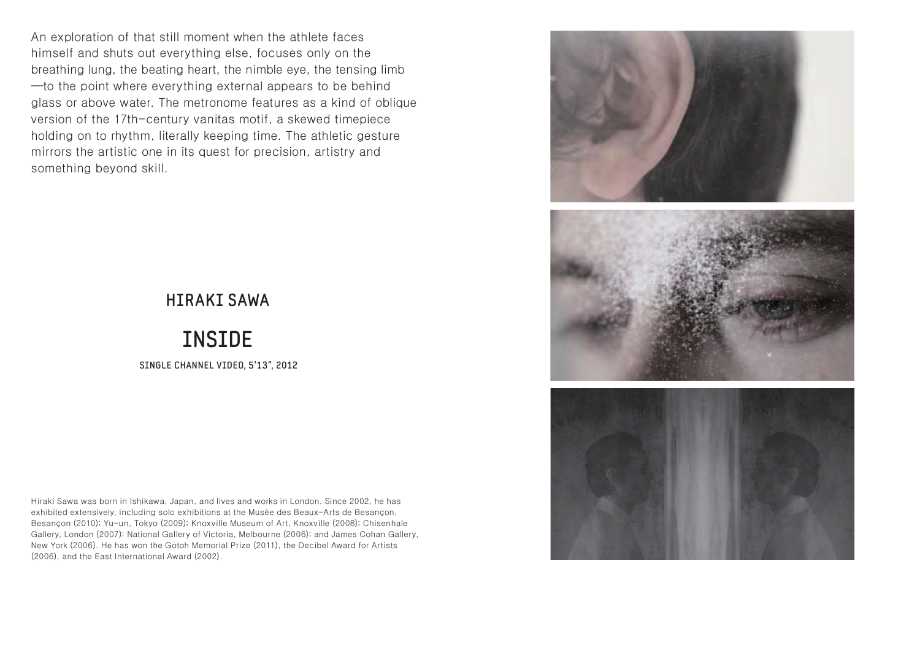An exploration of that still moment when the athlete faces himself and shuts out everything else, focuses only on the breathing lung, the beating heart, the nimble eye, the tensing limb —to the point where everything external appears to be behind glass or above water. The metronome features as a kind of oblique version of the 17th-century vanitas motif, a skewed timepiece holding on to rhythm, literally keeping time. The athletic gesture mirrors the artistic one in its quest for precision, artistry and something beyond skill.

## HIRAKI SAWA

# INSIDE

SINGLE CHANNEL VIDEO, 5'13", 2012

Hiraki Sawa was born in Ishikawa, Japan, and lives and works in London. Since 2002, he has exhibited extensively, including solo exhibitions at the Musée des Beaux-Arts de Besançon, Besançon (2010); Yu-un, Tokyo (2009); Knoxville Museum of Art, Knoxville (2008); Chisenhale Gallery, London (2007); National Gallery of Victoria, Melbourne (2006); and James Cohan Gallery, New York (2006). He has won the Gotoh Memorial Prize (2011), the Decibel Award for Artists (2006), and the East International Award (2002).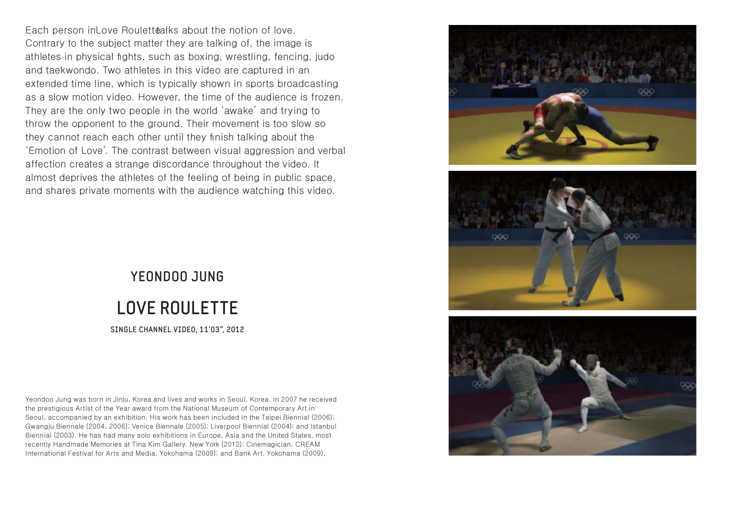Each person inLove Roulettetalks about the notion of love. Contrary to the subject matter they are talking of, the image is athletes in physical fights, such as boxing, wrestling, fencing, judo and taekwondo. Two athletes in this video are captured in an extended time line, which is typically shown in sports broadcasting as a slow motion video. However, the time of the audience is frozen. They are the only two people in the world 'awake' and trying to throw the opponent to the ground. Their movement is too slow so they cannot reach each other until they finish talking about the 'Emotion of Love'. The contrast between visual aggression and verbal affection creates a strange discordance throughout the video. It almost deprives the athletes of the feeling of being in public space, and shares private moments with the audience watching this video.

## YEONDOO JUNG

# LOVE ROULETTE

SINGLE CHANNEL VIDEO, 11'03", 2012

Yeondoo Jung was born in Jinju, Korea and lives and works in Seoul, Korea. In 2007 he received the prestigious Artist of the Year award from the National Museum of Contemporary Art in Seoul, accompanied by an exhibition. His work has been included in the Taipei Biennial (2006); Gwangju Biennale (2004, 2006); Venice Biennale (2005); Liverpool Biennial (2004); and Istanbul Biennial (2003). He has had many solo exhibitions in Europe, Asia and the United States, most recently Handmade Memories at Tina Kim Gallery, New York (2012); Cinemagician, CREAM International Festival for Arts and Media, Yokohama (2009); and Bank Art, Yokohama (2009).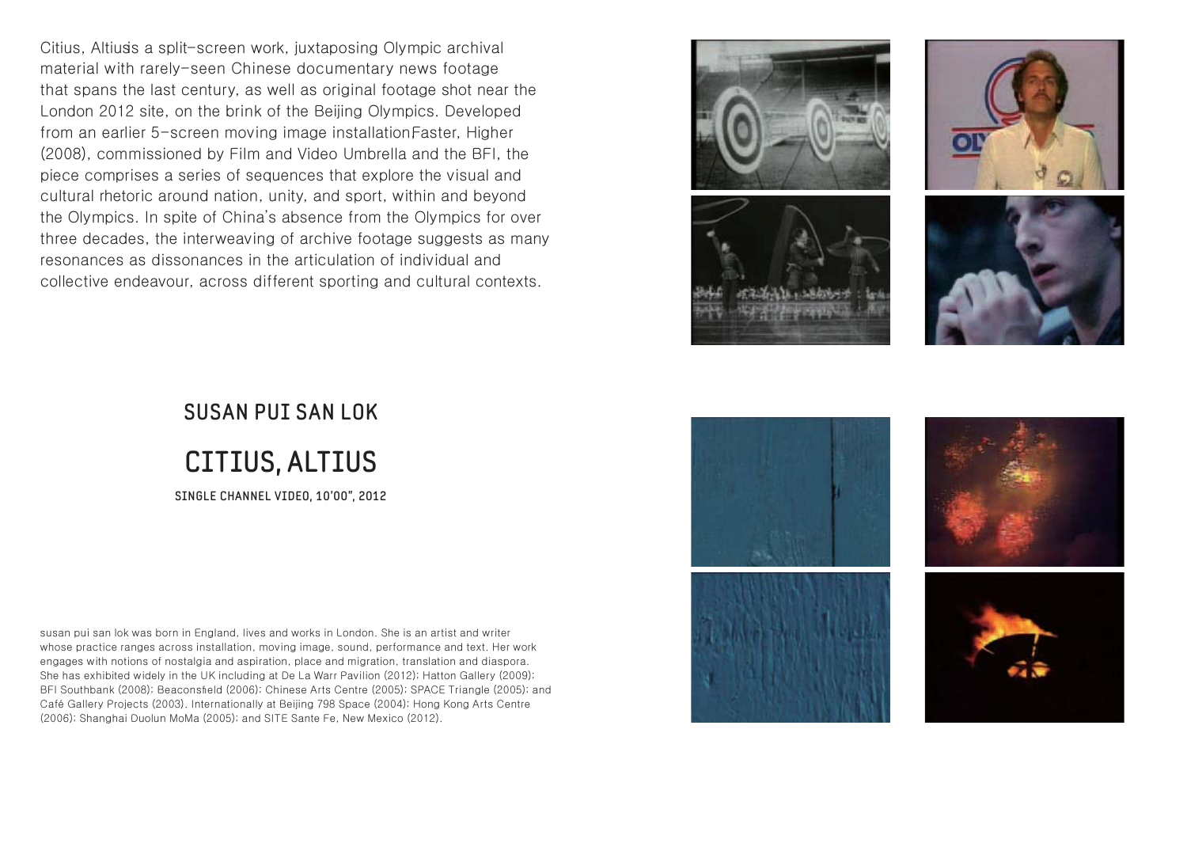*Citius, Altius* is a split-screen work, juxtaposing Olympic archival material with rarely-seen Chinese documentary news footage that spans the last century, as well as original footage shot near the London 2012 site, on the brink of the Beijing Olympics. Developed from an earlier 5-screen moving image installation *Faster, Higher* (2008), commissioned by Film and Video Umbrella and the BFI, the piece comprises a series of sequences that explore the visual and cultural rhetoric around nation, unity, and sport, within and beyond the Olympics. In spite of China's absence from the Olympics for over three decades, the interweaving of archive footage suggests as many resonances as dissonances in the articulation of individual and collective endeavour, across different sporting and cultural contexts.

## SUSAN PUI SAN LOK

# CITIUS, ALTIUS

SINGLE CHANNEL VIDEO, 10'00", 2012

susan pui san lok was born in England, lives and works in London. She is an artist and writer whose practice ranges across installation, moving image, sound, performance and text. Her work engages with notions of nostalgia and aspiration, place and migration, translation and diaspora. She has exhibited widely in the UK including at De La Warr Pavilion (2012); Hatton Gallery (2009); BFI Southbank (2008); Beaconsfield (2006); Chinese Arts Centre (2005); SPACE Triangle (2005); and Café Gallery Projects (2003). Internationally at Beijing 798 Space (2004); Hong Kong Arts Centre (2006); Shanghai Duolun MoMa (2005); and SITE Sante Fe, New Mexico (2012).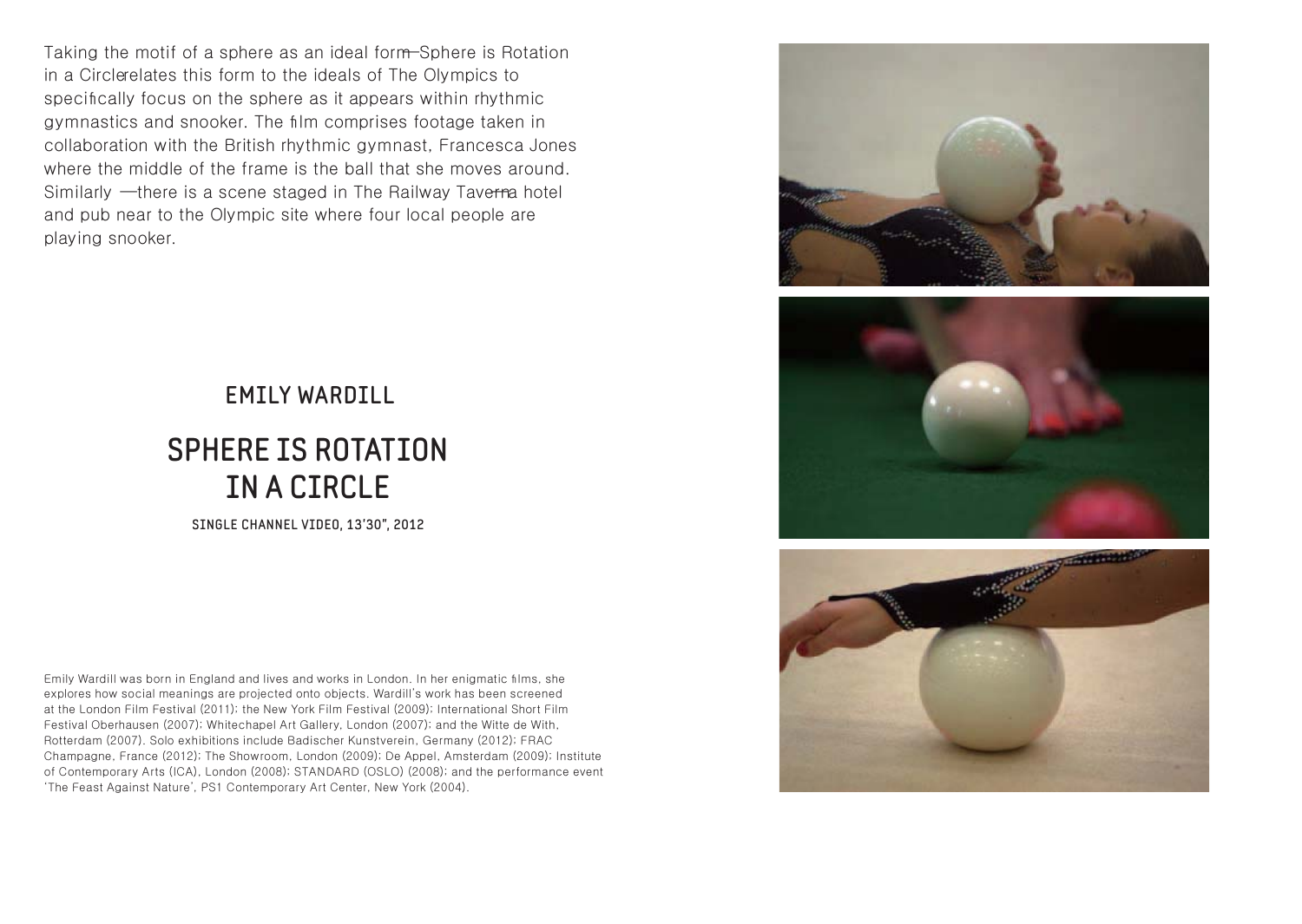Taking the motif of a sphere as an ideal form—Sphere is Rotation in a Circle relates this form to the ideals of The Olympics to specifically focus on the sphere as it appears within rhythmic gymnastics and snooker. The film comprises footage taken in collaboration with the British rhythmic gymnast, Francesca Jones where the middle of the frame is the ball that she moves around. Similarly —there is a scene staged in The Railway Taverna hotel and pub near to the Olympic site where four local people are playing snooker.

## EMILY WARDILL

# SPHERE IS ROTATION IN A CIRCLE

SINGLE CHANNEL VIDEO, 13'30", 2012

Emily Wardill was born in England and lives and works in London. In her enigmatic films, she explores how social meanings are projected onto objects. Wardill's work has been screened at the London Film Festival (2011); the New York Film Festival (2009); International Short Film Festival Oberhausen (2007); Whitechapel Art Gallery, London (2007); and the Witte de With, Rotterdam (2007). Solo exhibitions include Badischer Kunstverein, Germany (2012); FRAC Champagne, France (2012); The Showroom, London (2009); De Appel, Amsterdam (2009); Institute of Contemporary Arts (ICA), London (2008); STANDARD (OSLO) (2008); and the performance event 'The Feast Against Nature', PS1 Contemporary Art Center, New York (2004).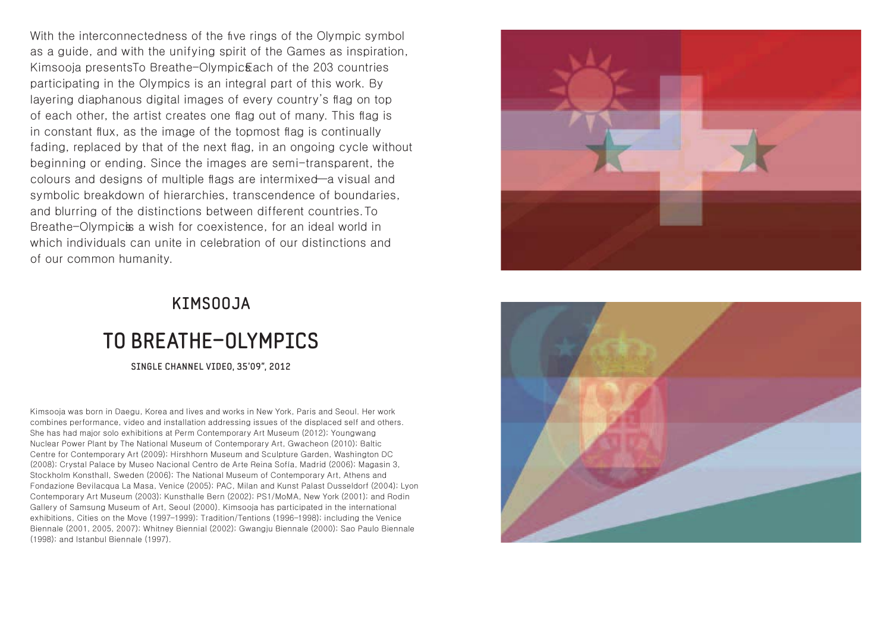With the interconnectedness of the five rings of the Olympic symbol as a guide, and with the unifying spirit of the Games as inspiration, Kimsooja presents *To Breathe–Olympics*. Each of the 203 countries participating in the Olympics is an integral part of this work. By layering diaphanous digital images of every country's flag on top of each other, the artist creates one flag out of many. This flag is in constant flux, as the image of the topmost flag is continually fading, replaced by that of the next flag, in an ongoing cycle without beginning or ending. Since the images are semi-transparent, the colours and designs of multiple flags are intermixed—a visual and symbolic breakdown of hierarchies, transcendence of boundaries, and blurring of the distinctions between different countries. *To Breathe–Olympics* is a wish for coexistence, for an ideal world in which individuals can unite in celebration of our distinctions and of our common humanity.

## KIMSOOJA

# TO BREATHE–OLYMPICS

SINGLE CHANNEL VIDEO, 35'09", 2012

Kimsooja was born in Daegu, Korea and lives and works in New York, Paris and Seoul. Her work combines performance, video and installation addressing issues of the displaced self and others. She has had major solo exhibitions at Perm Contemporary Art Museum (2012); Youngwang Nuclear Power Plant by The National Museum of Contemporary Art, Gwacheon (2010); Baltic Centre for Contemporary Art (2009); Hirshhorn Museum and Sculpture Garden, Washington DC (2008); Crystal Palace by Museo Nacional Centro de Arte Reina Sofía, Madrid (2006); Magasin 3, Stockholm Konsthall, Sweden (2006); The National Museum of Contemporary Art, Athens and Fondazione Bevilacqua La Masa, Venice (2005); PAC, Milan and Kunst Palast Dusseldorf (2004); Lyon Contemporary Art Museum (2003); Kunsthalle Bern (2002); PS1/MoMA, New York (2001); and Rodin Gallery of Samsung Museum of Art, Seoul (2000). Kimsooja has participated in the international exhibitions, Cities on the Move (1997–1999); Tradition/Tentions (1996–1998); including the Venice Biennale (2001, 2005, 2007); Whitney Biennial (2002); Gwangju Biennale (2000); Sao Paulo Biennale (1998); and Istanbul Biennale (1997).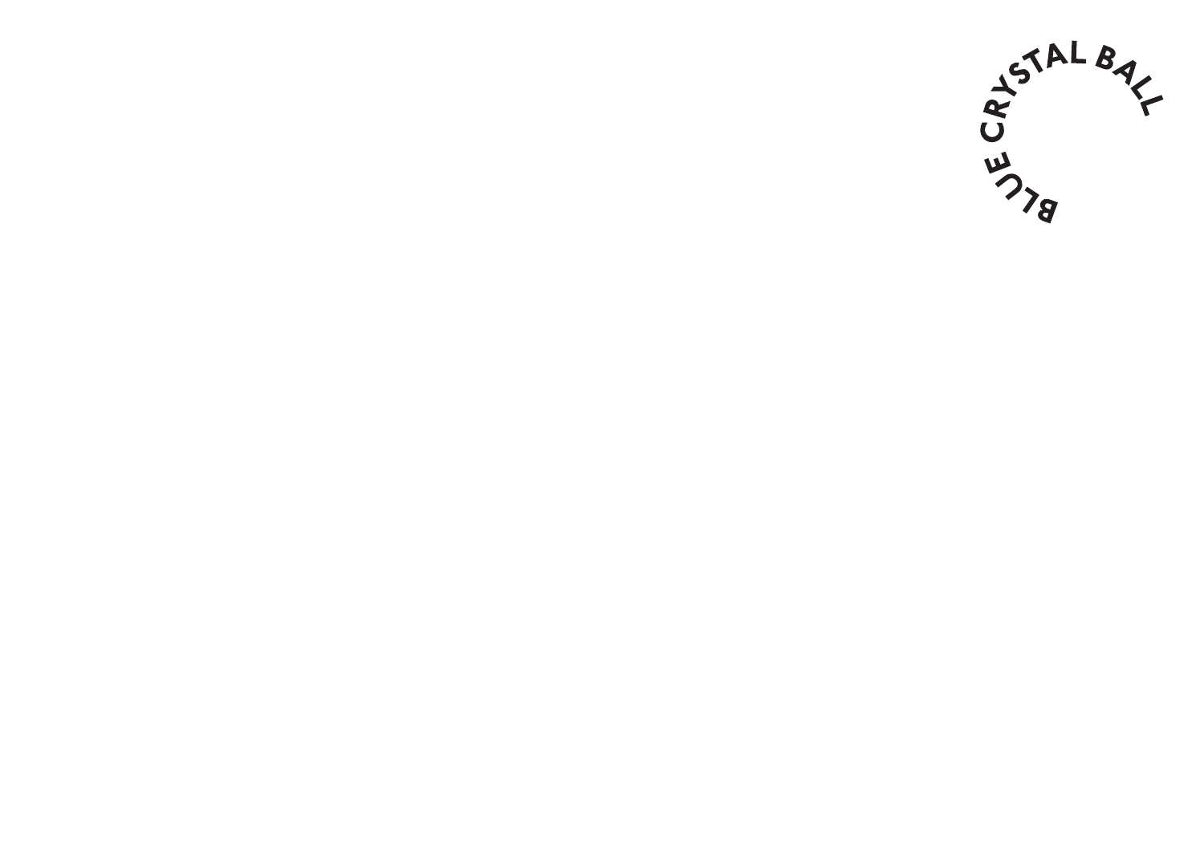BLUE CRYSTAL BALL